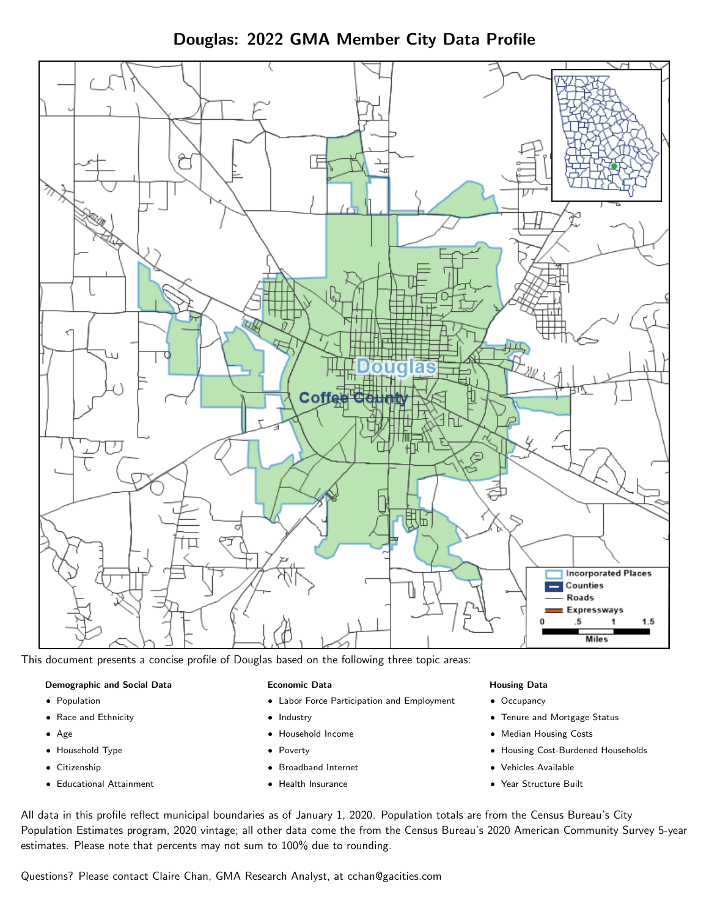# Douglas: 2022 GMA Member City Data Profile

This document presents a concise profile of Douglas based on the following three topic areas:

**Demographic and Social Data**

- Population
- Race and Ethnicity
- Age
- Household Type
- Citizenship
- Educational Attainment

**Economic Data**

- Labor Force Participation and Employment
- Industry
- Household Income
- Poverty
- Broadband Internet
- Health Insurance

**Housing Data**

- Occupancy
- Tenure and Mortgage Status
- Median Housing Costs
- Housing Cost-Burdened Households
- Vehicles Available
- Year Structure Built

All data in this profile reflect municipal boundaries as of January 1, 2020. Population totals are from the Census Bureau's City Population Estimates program, 2020 vintage; all other data come the from the Census Bureau's 2020 American Community Survey 5-year estimates. Please note that percents may not sum to 100% due to rounding.

Questions? Please contact Claire Chan, GMA Research Analyst, at cchan@gacities.com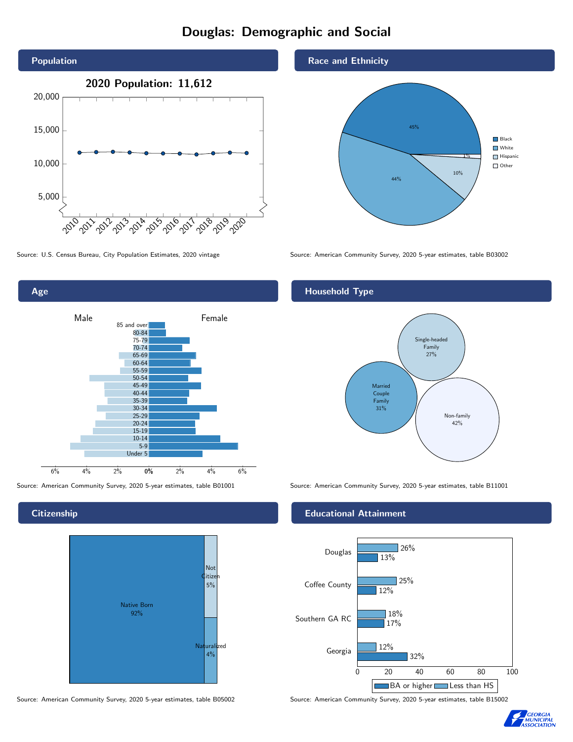# Douglas: Demographic and Social

## Population

2020 Population: 11,612

Source: U.S. Census Bureau, City Population Estimates, 2020 vintage

## Race and Ethnicity

| Race/Ethnicity | Percent |
|---|---|
| Black | 45% |
| White | 44% |
| Hispanic | 10% |
| Other | 1% |

Source: American Community Survey, 2020 5-year estimates, table B03002

## Age

Male / Female

85 and over, 80-84, 75-79, 70-74, 65-69, 60-64, 55-59, 50-54, 45-49, 40-44, 35-39, 30-34, 25-29, 20-24, 15-19, 10-14, 5-9, Under 5

Source: American Community Survey, 2020 5-year estimates, table B01001

## Household Type

| Household Type | Percent |
|---|---|
| Single-headed Family | 27% |
| Married Couple Family | 31% |
| Non-family | 42% |

Source: American Community Survey, 2020 5-year estimates, table B11001

## Citizenship

| Citizenship | Percent |
|---|---|
| Native Born | 92% |
| Not Citizen | 5% |
| Naturalized | 4% |

Source: American Community Survey, 2020 5-year estimates, table B05002

## Educational Attainment

| | Less than HS | BA or higher |
|---|---|---|
| Douglas | 26% | 13% |
| Coffee County | 25% | 12% |
| Southern GA RC | 18% | 17% |
| Georgia | 12% | 32% |

Source: American Community Survey, 2020 5-year estimates, table B15002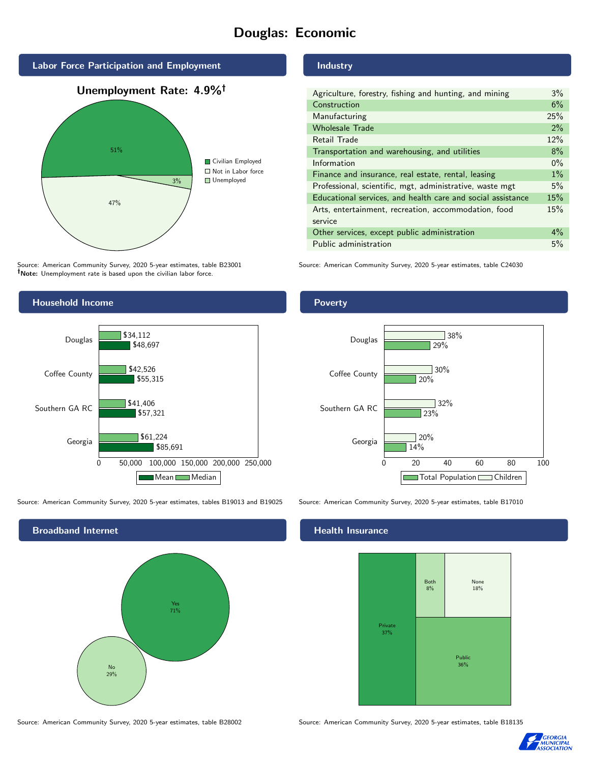# Douglas: Economic

## Labor Force Participation and Employment

**Unemployment Rate: 4.9%†**

| Category | Percent |
|---|---|
| Civilian Employed | 51% |
| Not in Labor force | 47% |
| Unemployed | 3% |

Source: American Community Survey, 2020 5-year estimates, table B23001
**†Note:** Unemployment rate is based upon the civilian labor force.

## Industry

| Industry | Percent |
|---|---|
| Agriculture, forestry, fishing and hunting, and mining | 3% |
| Construction | 6% |
| Manufacturing | 25% |
| Wholesale Trade | 2% |
| Retail Trade | 12% |
| Transportation and warehousing, and utilities | 8% |
| Information | 0% |
| Finance and insurance, real estate, rental, leasing | 1% |
| Professional, scientific, mgt, administrative, waste mgt | 5% |
| Educational services, and health care and social assistance | 15% |
| Arts, entertainment, recreation, accommodation, food service | 15% |
| Other services, except public administration | 4% |
| Public administration | 5% |

Source: American Community Survey, 2020 5-year estimates, table C24030

## Household Income

| | Median | Mean |
|---|---|---|
| Douglas | $34,112 | $48,697 |
| Coffee County | $42,526 | $55,315 |
| Southern GA RC | $41,406 | $57,321 |
| Georgia | $61,224 | $85,691 |

Source: American Community Survey, 2020 5-year estimates, tables B19013 and B19025

## Poverty

| | Children | Total Population |
|---|---|---|
| Douglas | 38% | 29% |
| Coffee County | 30% | 20% |
| Southern GA RC | 32% | 23% |
| Georgia | 20% | 14% |

Source: American Community Survey, 2020 5-year estimates, table B17010

## Broadband Internet

| | Percent |
|---|---|
| Yes | 71% |
| No | 29% |

Source: American Community Survey, 2020 5-year estimates, table B28002

## Health Insurance

| | Percent |
|---|---|
| Private | 37% |
| Both | 8% |
| None | 18% |
| Public | 36% |

Source: American Community Survey, 2020 5-year estimates, table B18135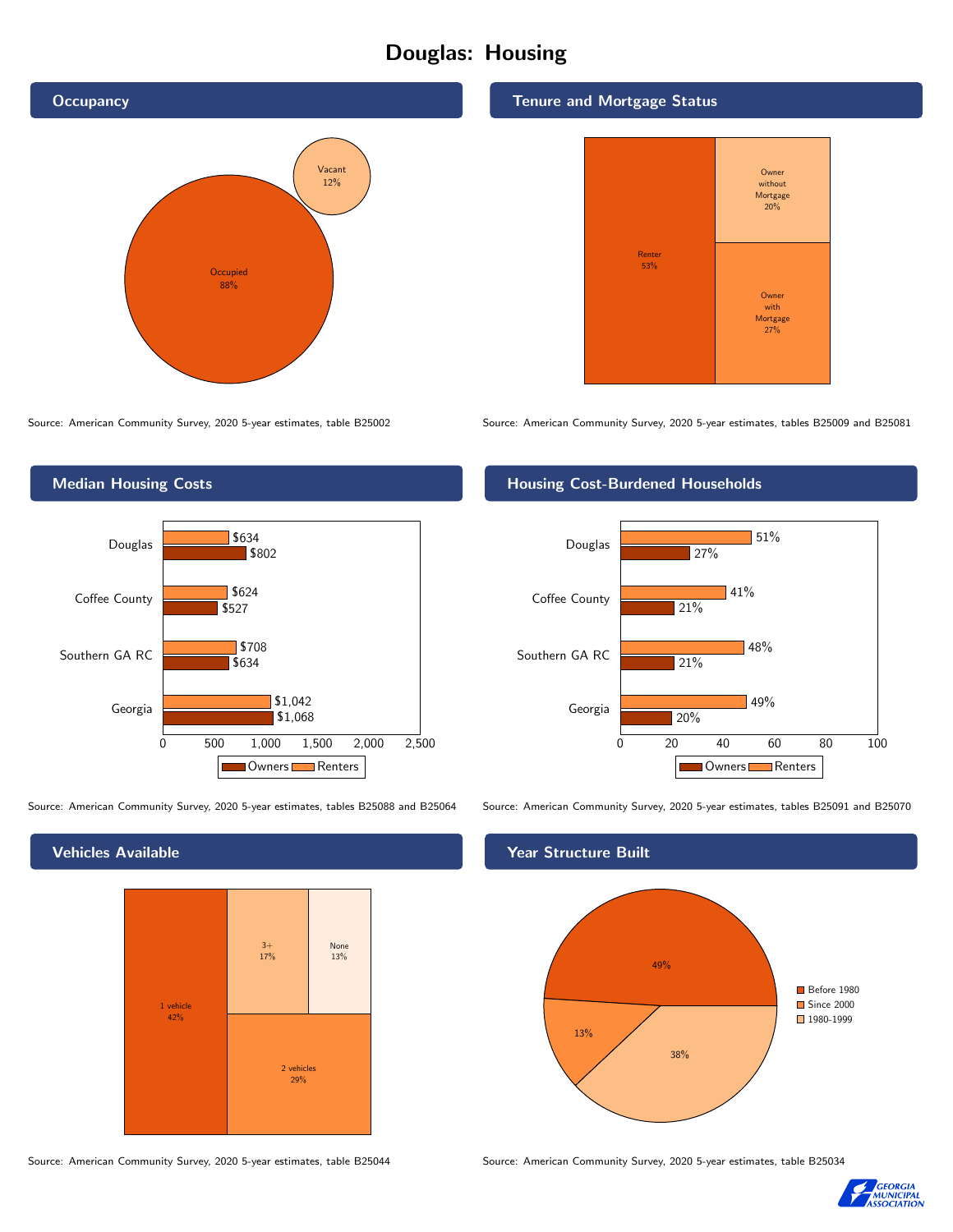# Douglas: Housing

## Occupancy

Vacant
12%

Occupied
88%

Source: American Community Survey, 2020 5-year estimates, table B25002

## Tenure and Mortgage Status

Renter
53%

Owner without Mortgage
20%

Owner with Mortgage
27%

Source: American Community Survey, 2020 5-year estimates, tables B25009 and B25081

## Median Housing Costs

Douglas
$634
$802

Coffee County
$624
$527

Southern GA RC
$708
$634

Georgia
$1,042
$1,068

0
500
1,000
1,500
2,000
2,500

Owners
Renters

Source: American Community Survey, 2020 5-year estimates, tables B25088 and B25064

## Housing Cost-Burdened Households

Douglas
51%
27%

Coffee County
41%
21%

Southern GA RC
48%
21%

Georgia
49%
20%

0
20
40
60
80
100

Owners
Renters

Source: American Community Survey, 2020 5-year estimates, tables B25091 and B25070

## Vehicles Available

1 vehicle
42%

3+
17%

None
13%

2 vehicles
29%

Source: American Community Survey, 2020 5-year estimates, table B25044

## Year Structure Built

49%
13%
38%

Before 1980
Since 2000
1980-1999

Source: American Community Survey, 2020 5-year estimates, table B25034